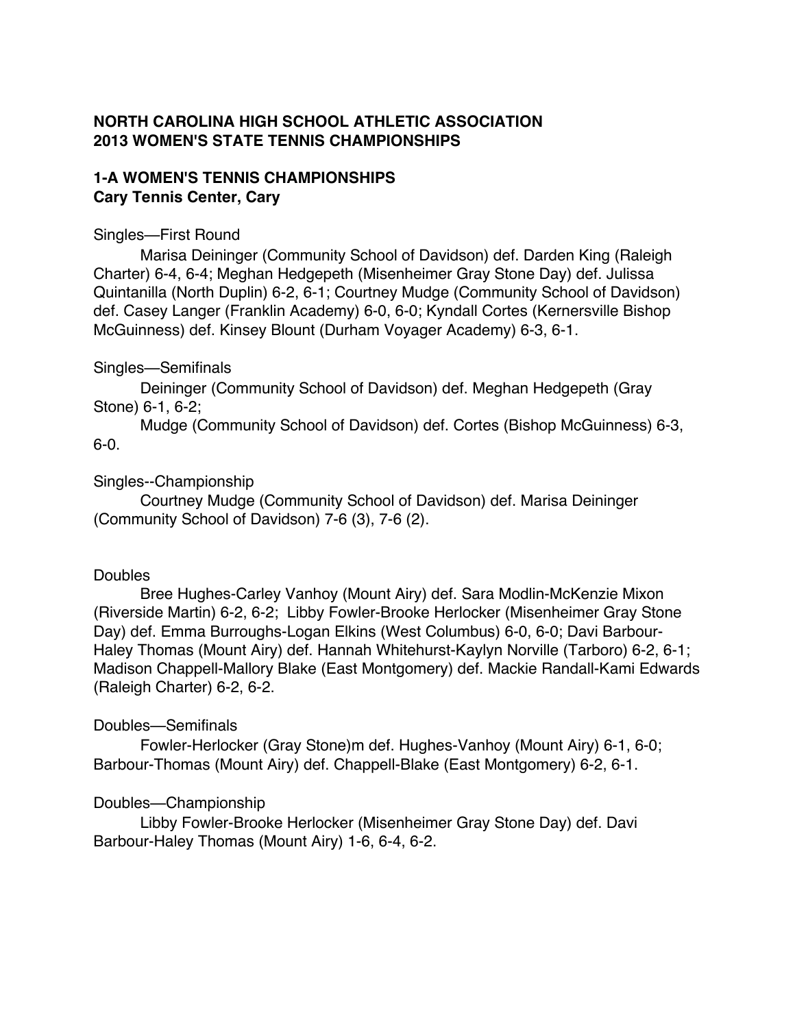**NORTH CAROLINA HIGH SCHOOL ATHLETIC ASSOCIATION**
**2013 WOMEN'S STATE TENNIS CHAMPIONSHIPS**

**1-A WOMEN'S TENNIS CHAMPIONSHIPS**
**Cary Tennis Center, Cary**

Singles—First Round

Marisa Deininger (Community School of Davidson) def. Darden King (Raleigh Charter) 6-4, 6-4; Meghan Hedgepeth (Misenheimer Gray Stone Day) def. Julissa Quintanilla (North Duplin) 6-2, 6-1; Courtney Mudge (Community School of Davidson) def. Casey Langer (Franklin Academy) 6-0, 6-0; Kyndall Cortes (Kernersville Bishop McGuinness) def. Kinsey Blount (Durham Voyager Academy) 6-3, 6-1.

Singles—Semifinals

Deininger (Community School of Davidson) def. Meghan Hedgepeth (Gray Stone) 6-1, 6-2;

Mudge (Community School of Davidson) def. Cortes (Bishop McGuinness) 6-3, 6-0.

Singles--Championship

Courtney Mudge (Community School of Davidson) def. Marisa Deininger (Community School of Davidson) 7-6 (3), 7-6 (2).

Doubles

Bree Hughes-Carley Vanhoy (Mount Airy) def. Sara Modlin-McKenzie Mixon (Riverside Martin) 6-2, 6-2; Libby Fowler-Brooke Herlocker (Misenheimer Gray Stone Day) def. Emma Burroughs-Logan Elkins (West Columbus) 6-0, 6-0; Davi Barbour-Haley Thomas (Mount Airy) def. Hannah Whitehurst-Kaylyn Norville (Tarboro) 6-2, 6-1; Madison Chappell-Mallory Blake (East Montgomery) def. Mackie Randall-Kami Edwards (Raleigh Charter) 6-2, 6-2.

Doubles—Semifinals

Fowler-Herlocker (Gray Stone)m def. Hughes-Vanhoy (Mount Airy) 6-1, 6-0; Barbour-Thomas (Mount Airy) def. Chappell-Blake (East Montgomery) 6-2, 6-1.

Doubles—Championship

Libby Fowler-Brooke Herlocker (Misenheimer Gray Stone Day) def. Davi Barbour-Haley Thomas (Mount Airy) 1-6, 6-4, 6-2.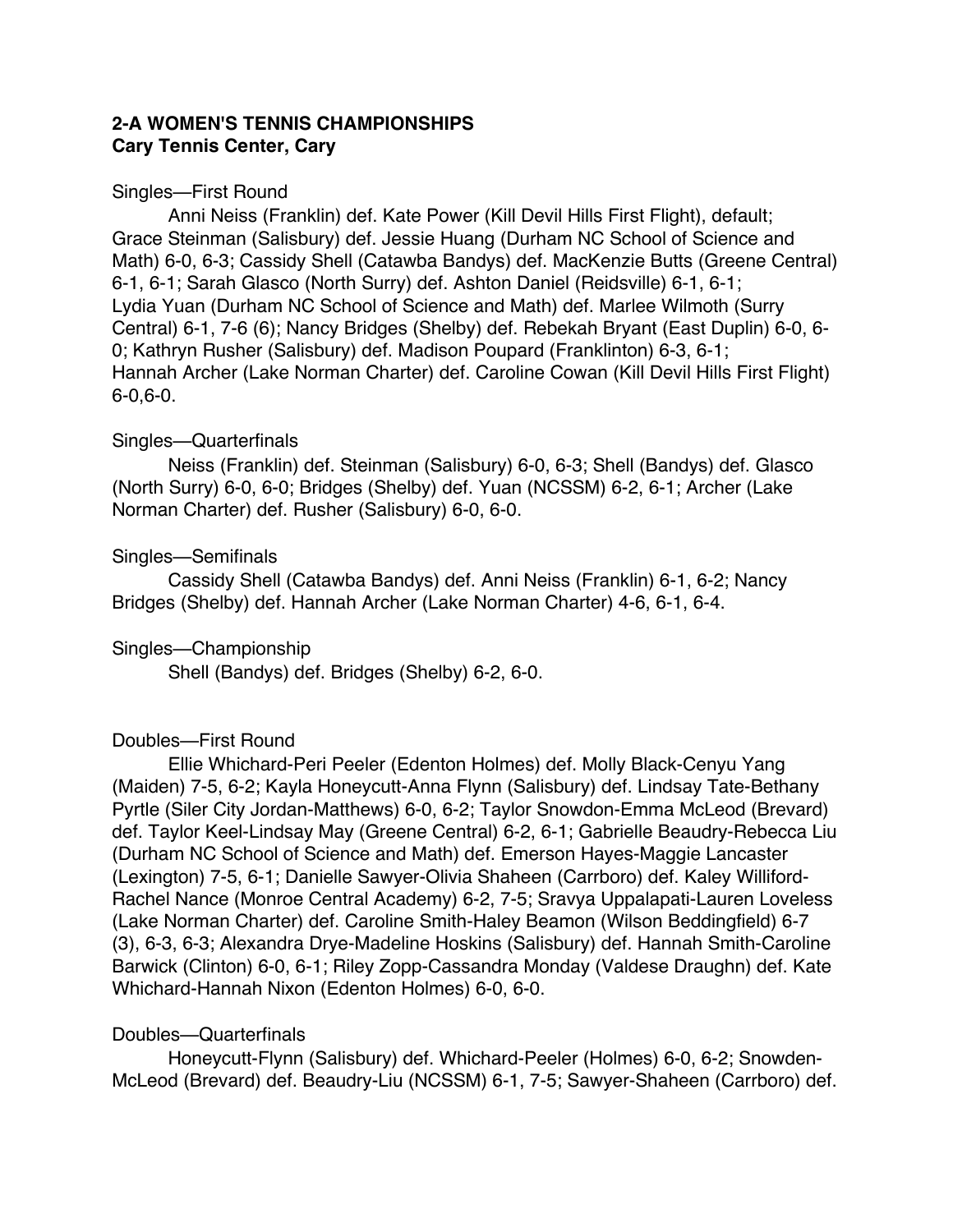**2-A WOMEN'S TENNIS CHAMPIONSHIPS**
**Cary Tennis Center, Cary**

Singles—First Round

Anni Neiss (Franklin) def. Kate Power (Kill Devil Hills First Flight), default; Grace Steinman (Salisbury) def. Jessie Huang (Durham NC School of Science and Math) 6-0, 6-3; Cassidy Shell (Catawba Bandys) def. MacKenzie Butts (Greene Central) 6-1, 6-1; Sarah Glasco (North Surry) def. Ashton Daniel (Reidsville) 6-1, 6-1; Lydia Yuan (Durham NC School of Science and Math) def. Marlee Wilmoth (Surry Central) 6-1, 7-6 (6); Nancy Bridges (Shelby) def. Rebekah Bryant (East Duplin) 6-0, 6-0; Kathryn Rusher (Salisbury) def. Madison Poupard (Franklinton) 6-3, 6-1; Hannah Archer (Lake Norman Charter) def. Caroline Cowan (Kill Devil Hills First Flight) 6-0,6-0.

Singles—Quarterfinals

Neiss (Franklin) def. Steinman (Salisbury) 6-0, 6-3; Shell (Bandys) def. Glasco (North Surry) 6-0, 6-0; Bridges (Shelby) def. Yuan (NCSSM) 6-2, 6-1; Archer (Lake Norman Charter) def. Rusher (Salisbury) 6-0, 6-0.

Singles—Semifinals

Cassidy Shell (Catawba Bandys) def. Anni Neiss (Franklin) 6-1, 6-2; Nancy Bridges (Shelby) def. Hannah Archer (Lake Norman Charter) 4-6, 6-1, 6-4.

Singles—Championship

Shell (Bandys) def. Bridges (Shelby) 6-2, 6-0.

Doubles—First Round

Ellie Whichard-Peri Peeler (Edenton Holmes) def. Molly Black-Cenyu Yang (Maiden) 7-5, 6-2; Kayla Honeycutt-Anna Flynn (Salisbury) def. Lindsay Tate-Bethany Pyrtle (Siler City Jordan-Matthews) 6-0, 6-2; Taylor Snowdon-Emma McLeod (Brevard) def. Taylor Keel-Lindsay May (Greene Central) 6-2, 6-1; Gabrielle Beaudry-Rebecca Liu (Durham NC School of Science and Math) def. Emerson Hayes-Maggie Lancaster (Lexington) 7-5, 6-1; Danielle Sawyer-Olivia Shaheen (Carrboro) def. Kaley Williford-Rachel Nance (Monroe Central Academy) 6-2, 7-5; Sravya Uppalapati-Lauren Loveless (Lake Norman Charter) def. Caroline Smith-Haley Beamon (Wilson Beddingfield) 6-7 (3), 6-3, 6-3; Alexandra Drye-Madeline Hoskins (Salisbury) def. Hannah Smith-Caroline Barwick (Clinton) 6-0, 6-1; Riley Zopp-Cassandra Monday (Valdese Draughn) def. Kate Whichard-Hannah Nixon (Edenton Holmes) 6-0, 6-0.

Doubles—Quarterfinals

Honeycutt-Flynn (Salisbury) def. Whichard-Peeler (Holmes) 6-0, 6-2; Snowden-McLeod (Brevard) def. Beaudry-Liu (NCSSM) 6-1, 7-5; Sawyer-Shaheen (Carrboro) def.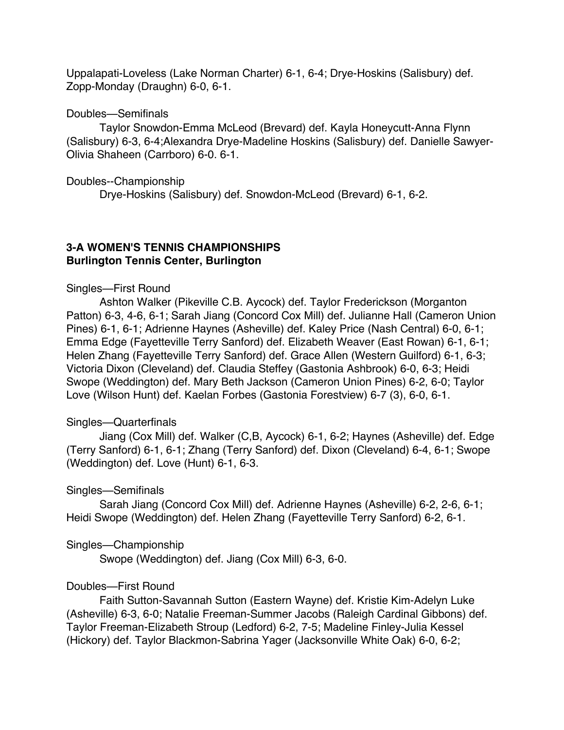Uppalapati-Loveless (Lake Norman Charter) 6-1, 6-4; Drye-Hoskins (Salisbury) def. Zopp-Monday (Draughn) 6-0, 6-1.

Doubles—Semifinals

Taylor Snowdon-Emma McLeod (Brevard) def. Kayla Honeycutt-Anna Flynn (Salisbury) 6-3, 6-4;Alexandra Drye-Madeline Hoskins (Salisbury) def. Danielle Sawyer-Olivia Shaheen (Carrboro) 6-0. 6-1.

Doubles--Championship

Drye-Hoskins (Salisbury) def. Snowdon-McLeod (Brevard) 6-1, 6-2.

**3-A WOMEN'S TENNIS CHAMPIONSHIPS**
**Burlington Tennis Center, Burlington**

Singles—First Round

Ashton Walker (Pikeville C.B. Aycock) def. Taylor Frederickson (Morganton Patton) 6-3, 4-6, 6-1; Sarah Jiang (Concord Cox Mill) def. Julianne Hall (Cameron Union Pines) 6-1, 6-1; Adrienne Haynes (Asheville) def. Kaley Price (Nash Central) 6-0, 6-1; Emma Edge (Fayetteville Terry Sanford) def. Elizabeth Weaver (East Rowan) 6-1, 6-1; Helen Zhang (Fayetteville Terry Sanford) def. Grace Allen (Western Guilford) 6-1, 6-3; Victoria Dixon (Cleveland) def. Claudia Steffey (Gastonia Ashbrook) 6-0, 6-3; Heidi Swope (Weddington) def. Mary Beth Jackson (Cameron Union Pines) 6-2, 6-0; Taylor Love (Wilson Hunt) def. Kaelan Forbes (Gastonia Forestview) 6-7 (3), 6-0, 6-1.

Singles—Quarterfinals

Jiang (Cox Mill) def. Walker (C,B, Aycock) 6-1, 6-2; Haynes (Asheville) def. Edge (Terry Sanford) 6-1, 6-1; Zhang (Terry Sanford) def. Dixon (Cleveland) 6-4, 6-1; Swope (Weddington) def. Love (Hunt) 6-1, 6-3.

Singles—Semifinals

Sarah Jiang (Concord Cox Mill) def. Adrienne Haynes (Asheville) 6-2, 2-6, 6-1; Heidi Swope (Weddington) def. Helen Zhang (Fayetteville Terry Sanford) 6-2, 6-1.

Singles—Championship

Swope (Weddington) def. Jiang (Cox Mill) 6-3, 6-0.

Doubles—First Round

Faith Sutton-Savannah Sutton (Eastern Wayne) def. Kristie Kim-Adelyn Luke (Asheville) 6-3, 6-0; Natalie Freeman-Summer Jacobs (Raleigh Cardinal Gibbons) def. Taylor Freeman-Elizabeth Stroup (Ledford) 6-2, 7-5; Madeline Finley-Julia Kessel (Hickory) def. Taylor Blackmon-Sabrina Yager (Jacksonville White Oak) 6-0, 6-2;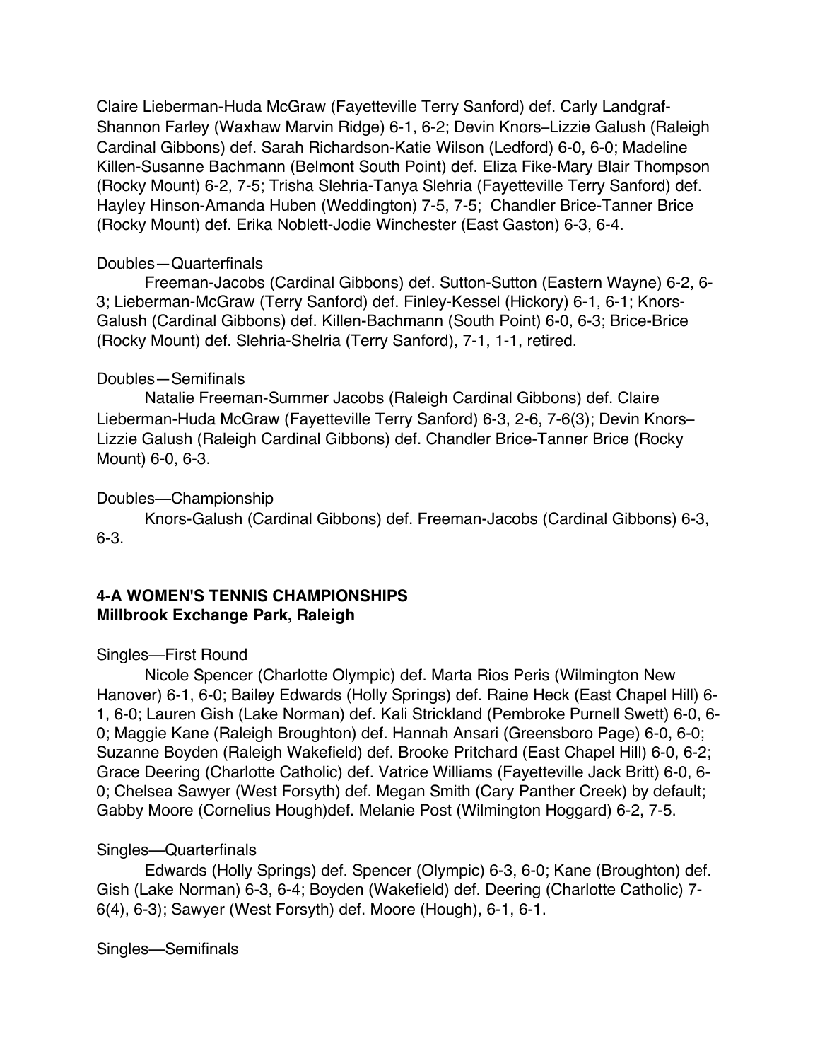Claire Lieberman-Huda McGraw (Fayetteville Terry Sanford) def. Carly Landgraf-Shannon Farley (Waxhaw Marvin Ridge) 6-1, 6-2; Devin Knors–Lizzie Galush (Raleigh Cardinal Gibbons) def. Sarah Richardson-Katie Wilson (Ledford) 6-0, 6-0; Madeline Killen-Susanne Bachmann (Belmont South Point) def. Eliza Fike-Mary Blair Thompson (Rocky Mount) 6-2, 7-5; Trisha Slehria-Tanya Slehria (Fayetteville Terry Sanford) def. Hayley Hinson-Amanda Huben (Weddington) 7-5, 7-5; Chandler Brice-Tanner Brice (Rocky Mount) def. Erika Noblett-Jodie Winchester (East Gaston) 6-3, 6-4.

Doubles—Quarterfinals

Freeman-Jacobs (Cardinal Gibbons) def. Sutton-Sutton (Eastern Wayne) 6-2, 6-3; Lieberman-McGraw (Terry Sanford) def. Finley-Kessel (Hickory) 6-1, 6-1; Knors-Galush (Cardinal Gibbons) def. Killen-Bachmann (South Point) 6-0, 6-3; Brice-Brice (Rocky Mount) def. Slehria-Shelria (Terry Sanford), 7-1, 1-1, retired.

Doubles—Semifinals

Natalie Freeman-Summer Jacobs (Raleigh Cardinal Gibbons) def. Claire Lieberman-Huda McGraw (Fayetteville Terry Sanford) 6-3, 2-6, 7-6(3); Devin Knors–Lizzie Galush (Raleigh Cardinal Gibbons) def. Chandler Brice-Tanner Brice (Rocky Mount) 6-0, 6-3.

Doubles—Championship

Knors-Galush (Cardinal Gibbons) def. Freeman-Jacobs (Cardinal Gibbons) 6-3, 6-3.

**4-A WOMEN'S TENNIS CHAMPIONSHIPS**
**Millbrook Exchange Park, Raleigh**

Singles—First Round

Nicole Spencer (Charlotte Olympic) def. Marta Rios Peris (Wilmington New Hanover) 6-1, 6-0; Bailey Edwards (Holly Springs) def. Raine Heck (East Chapel Hill) 6-1, 6-0; Lauren Gish (Lake Norman) def. Kali Strickland (Pembroke Purnell Swett) 6-0, 6-0; Maggie Kane (Raleigh Broughton) def. Hannah Ansari (Greensboro Page) 6-0, 6-0; Suzanne Boyden (Raleigh Wakefield) def. Brooke Pritchard (East Chapel Hill) 6-0, 6-2; Grace Deering (Charlotte Catholic) def. Vatrice Williams (Fayetteville Jack Britt) 6-0, 6-0; Chelsea Sawyer (West Forsyth) def. Megan Smith (Cary Panther Creek) by default; Gabby Moore (Cornelius Hough)def. Melanie Post (Wilmington Hoggard) 6-2, 7-5.

Singles—Quarterfinals

Edwards (Holly Springs) def. Spencer (Olympic) 6-3, 6-0; Kane (Broughton) def. Gish (Lake Norman) 6-3, 6-4; Boyden (Wakefield) def. Deering (Charlotte Catholic) 7-6(4), 6-3); Sawyer (West Forsyth) def. Moore (Hough), 6-1, 6-1.

Singles—Semifinals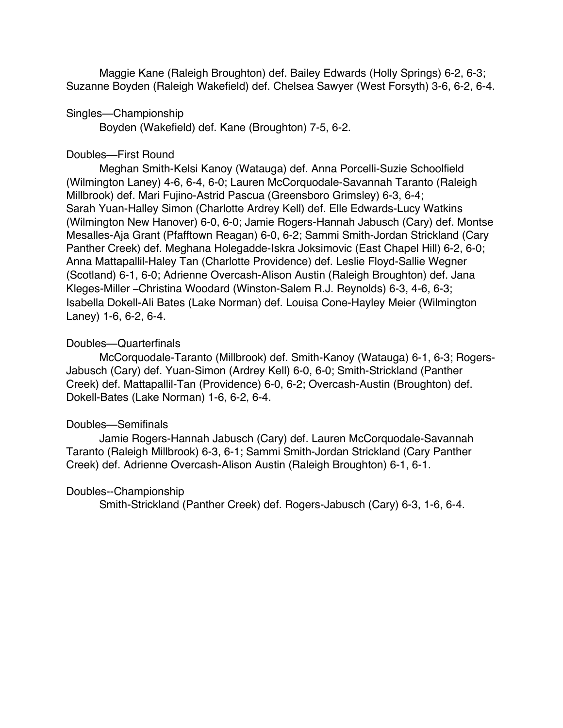Maggie Kane (Raleigh Broughton) def. Bailey Edwards (Holly Springs) 6-2, 6-3; Suzanne Boyden (Raleigh Wakefield) def. Chelsea Sawyer (West Forsyth) 3-6, 6-2, 6-4.

Singles—Championship

Boyden (Wakefield) def. Kane (Broughton) 7-5, 6-2.

Doubles—First Round

Meghan Smith-Kelsi Kanoy (Watauga) def. Anna Porcelli-Suzie Schoolfield (Wilmington Laney) 4-6, 6-4, 6-0; Lauren McCorquodale-Savannah Taranto (Raleigh Millbrook) def. Mari Fujino-Astrid Pascua (Greensboro Grimsley) 6-3, 6-4; Sarah Yuan-Halley Simon (Charlotte Ardrey Kell) def. Elle Edwards-Lucy Watkins (Wilmington New Hanover) 6-0, 6-0; Jamie Rogers-Hannah Jabusch (Cary) def. Montse Mesalles-Aja Grant (Pfafftown Reagan) 6-0, 6-2; Sammi Smith-Jordan Strickland (Cary Panther Creek) def. Meghana Holegadde-Iskra Joksimovic (East Chapel Hill) 6-2, 6-0; Anna Mattapallil-Haley Tan (Charlotte Providence) def. Leslie Floyd-Sallie Wegner (Scotland) 6-1, 6-0; Adrienne Overcash-Alison Austin (Raleigh Broughton) def. Jana Kleges-Miller –Christina Woodard (Winston-Salem R.J. Reynolds) 6-3, 4-6, 6-3; Isabella Dokell-Ali Bates (Lake Norman) def. Louisa Cone-Hayley Meier (Wilmington Laney) 1-6, 6-2, 6-4.

Doubles—Quarterfinals

McCorquodale-Taranto (Millbrook) def. Smith-Kanoy (Watauga) 6-1, 6-3; Rogers-Jabusch (Cary) def. Yuan-Simon (Ardrey Kell) 6-0, 6-0; Smith-Strickland (Panther Creek) def. Mattapallil-Tan (Providence) 6-0, 6-2; Overcash-Austin (Broughton) def. Dokell-Bates (Lake Norman) 1-6, 6-2, 6-4.

Doubles—Semifinals

Jamie Rogers-Hannah Jabusch (Cary) def. Lauren McCorquodale-Savannah Taranto (Raleigh Millbrook) 6-3, 6-1; Sammi Smith-Jordan Strickland (Cary Panther Creek) def. Adrienne Overcash-Alison Austin (Raleigh Broughton) 6-1, 6-1.

Doubles--Championship

Smith-Strickland (Panther Creek) def. Rogers-Jabusch (Cary) 6-3, 1-6, 6-4.